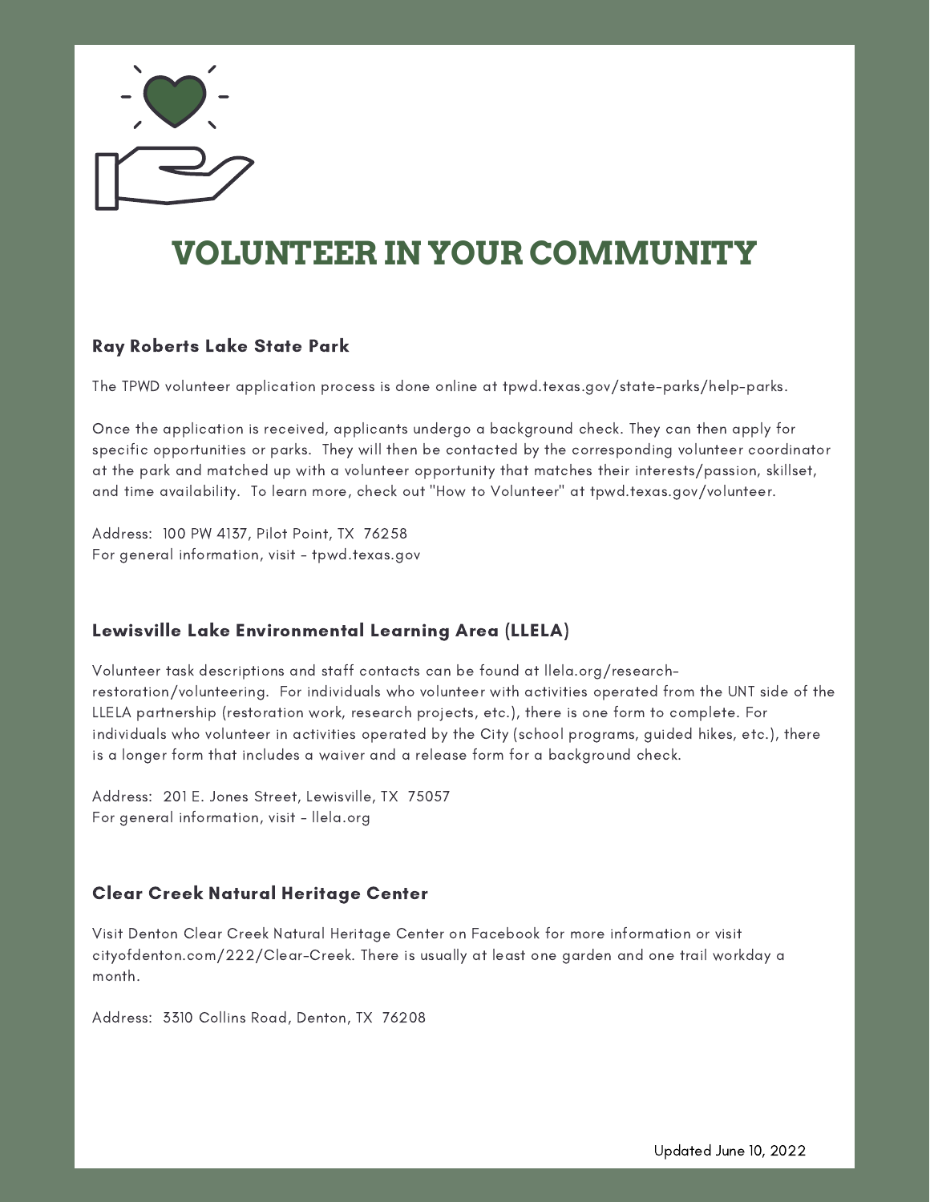# VOLUNTEER IN YOUR COMMUNITY

### Ray Roberts Lake State Park

The TPWD volunteer application process is done online at tpwd.texas.gov/state-parks/help-parks.

Once the application is received, applicants undergo a background check. They can then apply for specific opportunities or parks. They will then be contacted by the corresponding volunteer coordinator at the park and matched up with a volunteer opportunity that matches their interests/passion, skillset, and time availability. To learn more, check out "How to Volunteer" at tpwd.texas.gov/volunteer.

Address: 100 PW 4137, Pilot Point, TX 76258
For general information, visit - tpwd.texas.gov

### Lewisville Lake Environmental Learning Area (LLELA)

Volunteer task descriptions and staff contacts can be found at llela.org/research-restoration/volunteering. For individuals who volunteer with activities operated from the UNT side of the LLELA partnership (restoration work, research projects, etc.), there is one form to complete. For individuals who volunteer in activities operated by the City (school programs, guided hikes, etc.), there is a longer form that includes a waiver and a release form for a background check.

Address: 201 E. Jones Street, Lewisville, TX 75057
For general information, visit - llela.org

### Clear Creek Natural Heritage Center

Visit Denton Clear Creek Natural Heritage Center on Facebook for more information or visit cityofdenton.com/222/Clear-Creek. There is usually at least one garden and one trail workday a month.

Address: 3310 Collins Road, Denton, TX 76208

Updated June 10, 2022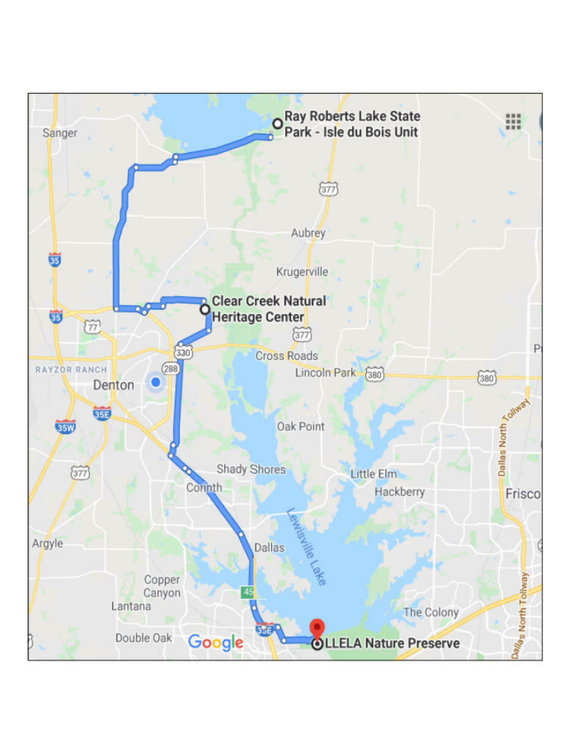Ray Roberts Lake State Park - Isle du Bois Unit

Sanger

377

Aubrey

35

Krugerville

Clear Creek Natural Heritage Center

35

77

377

330

Cross Roads

Lincoln Park

380

380

RAYZOR RANCH

288

Denton

35E

35W

Oak Point

Dallas North Tollway

377

Shady Shores

Little Elm

Corinth

Hackberry

Frisco

Argyle

Lewisville Lake

Dallas

Copper Canyon

45

Lantana

The Colony

35E

Double Oak

Google

LLELA Nature Preserve

Dallas North Tollway